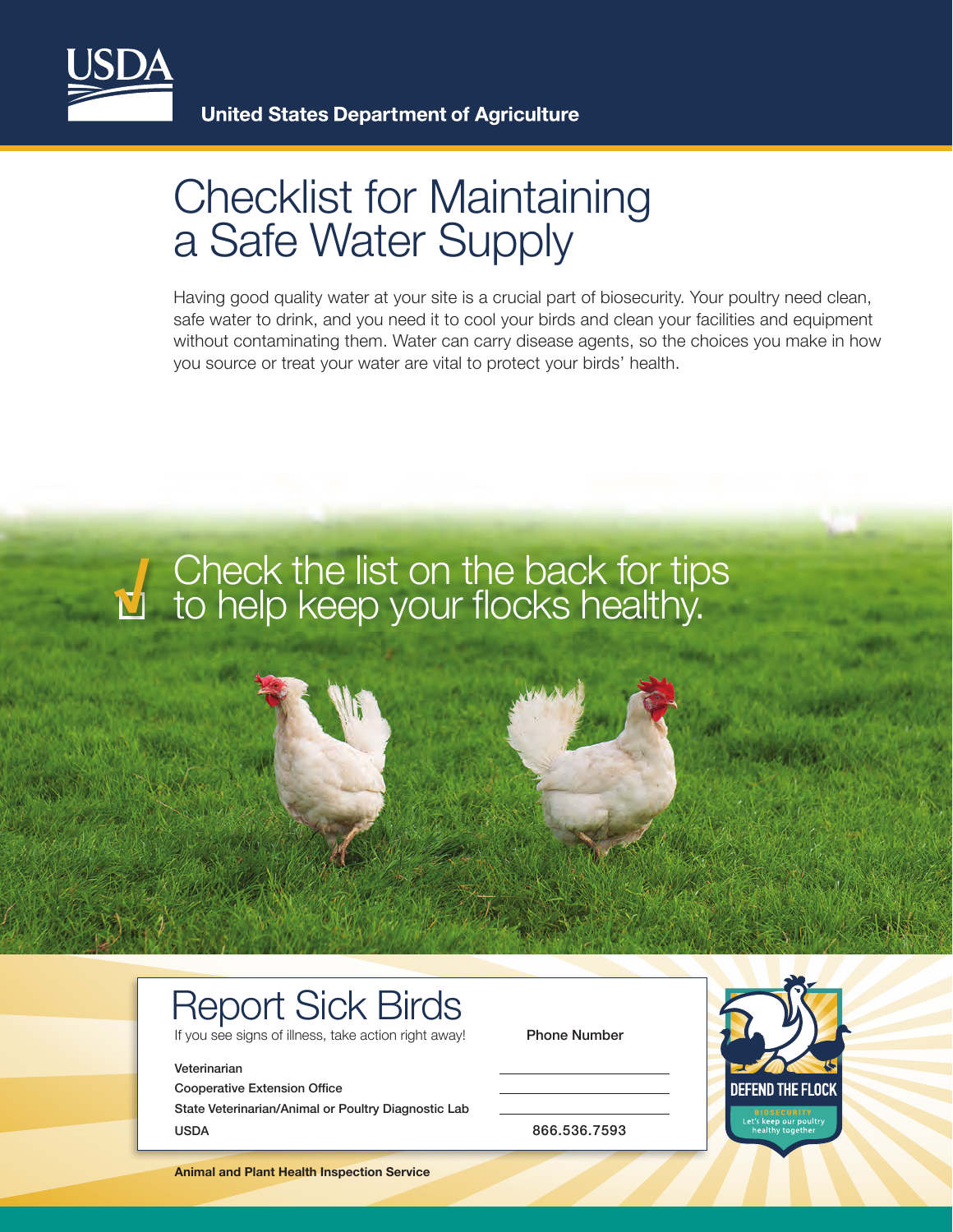United States Department of Agriculture

# Checklist for Maintaining a Safe Water Supply

Having good quality water at your site is a crucial part of biosecurity. Your poultry need clean, safe water to drink, and you need it to cool your birds and clean your facilities and equipment without contaminating them. Water can carry disease agents, so the choices you make in how you source or treat your water are vital to protect your birds' health.

Check the list on the back for tips to help keep your flocks healthy.

## Report Sick Birds

If you see signs of illness, take action right away!

| | Phone Number |
|---|---|
| Veterinarian | |
| Cooperative Extension Office | |
| State Veterinarian/Animal or Poultry Diagnostic Lab | |
| USDA | 866.536.7593 |

DEFEND THE FLOCK
BIOSECURITY
Let's keep our poultry healthy together

**Animal and Plant Health Inspection Service**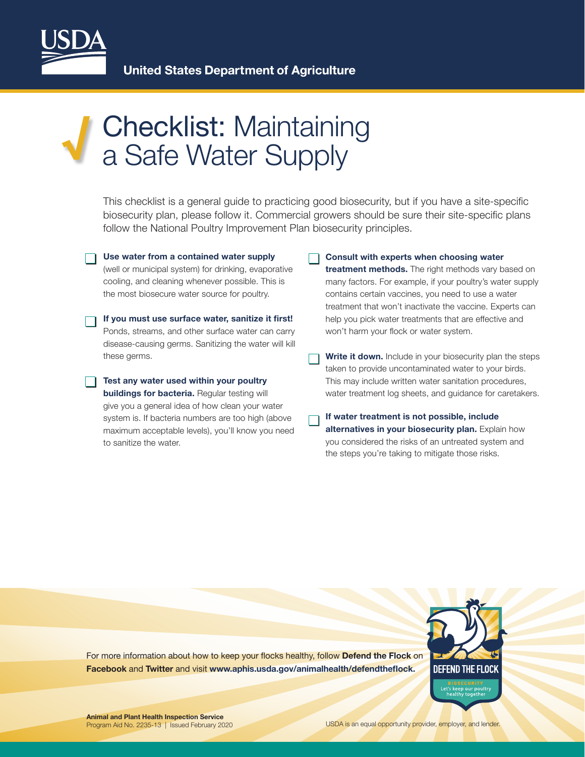United States Department of Agriculture

# Checklist: Maintaining a Safe Water Supply

This checklist is a general guide to practicing good biosecurity, but if you have a site-specific biosecurity plan, please follow it. Commercial growers should be sure their site-specific plans follow the National Poultry Improvement Plan biosecurity principles.

- [ ] **Use water from a contained water supply** (well or municipal system) for drinking, evaporative cooling, and cleaning whenever possible. This is the most biosecure water source for poultry.
- [ ] **If you must use surface water, sanitize it first!** Ponds, streams, and other surface water can carry disease-causing germs. Sanitizing the water will kill these germs.
- [ ] **Test any water used within your poultry buildings for bacteria.** Regular testing will give you a general idea of how clean your water system is. If bacteria numbers are too high (above maximum acceptable levels), you'll know you need to sanitize the water.
- [ ] **Consult with experts when choosing water treatment methods.** The right methods vary based on many factors. For example, if your poultry's water supply contains certain vaccines, you need to use a water treatment that won't inactivate the vaccine. Experts can help you pick water treatments that are effective and won't harm your flock or water system.
- [ ] **Write it down.** Include in your biosecurity plan the steps taken to provide uncontaminated water to your birds. This may include written water sanitation procedures, water treatment log sheets, and guidance for caretakers.
- [ ] **If water treatment is not possible, include alternatives in your biosecurity plan.** Explain how you considered the risks of an untreated system and the steps you're taking to mitigate those risks.

For more information about how to keep your flocks healthy, follow **Defend the Flock** on **Facebook** and **Twitter** and visit **www.aphis.usda.gov/animalhealth/defendtheflock.**

DEFEND THE FLOCK
BIOSECURITY
Let's keep our poultry healthy together

**Animal and Plant Health Inspection Service**
Program Aid No. 2235-13 | Issued February 2020

USDA is an equal opportunity provider, employer, and lender.